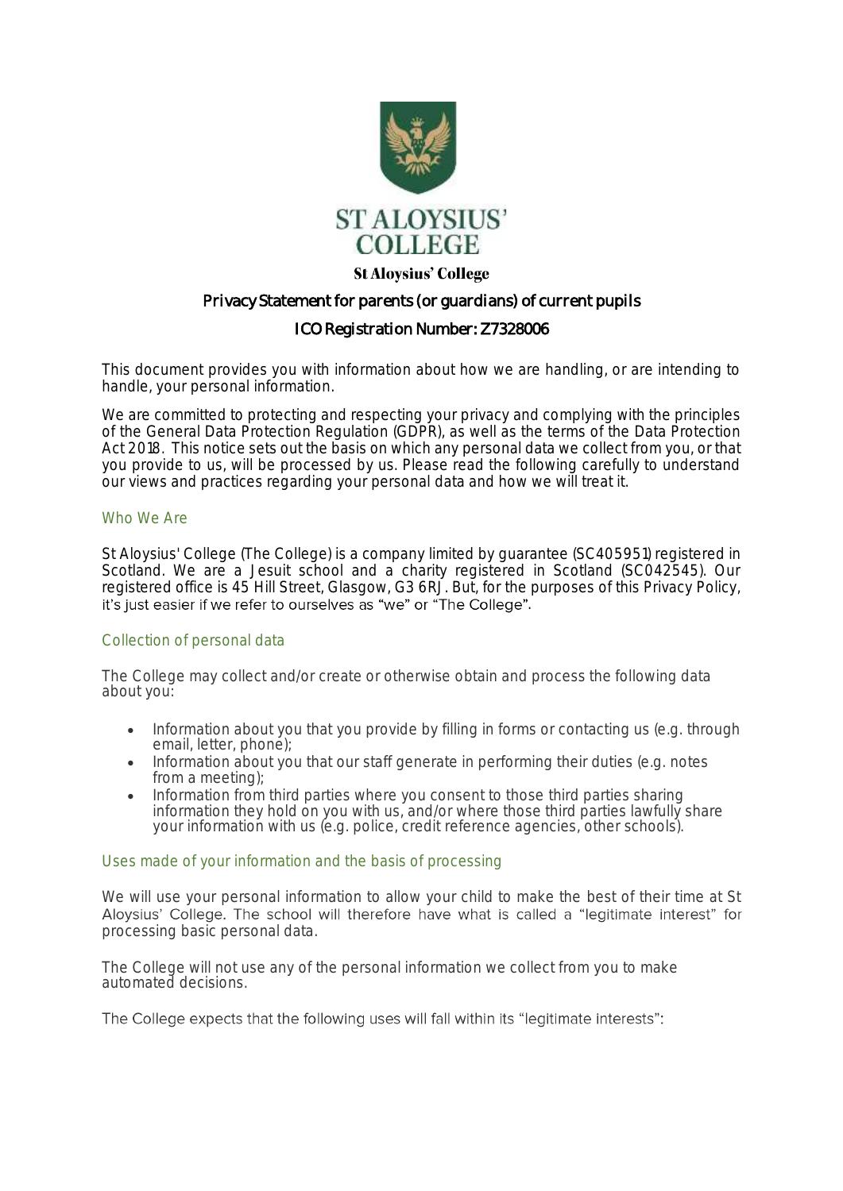ST ALOYSIUS' COLLEGE

**St Aloysius' College**

## Privacy Statement for parents (or guardians) of current pupils

## ICO Registration Number: Z7328006

This document provides you with information about how we are handling, or are intending to handle, your personal information.

We are committed to protecting and respecting your privacy and complying with the principles of the General Data Protection Regulation (GDPR), as well as the terms of the Data Protection Act 2018. This notice sets out the basis on which any personal data we collect from you, or that you provide to us, will be processed by us. Please read the following carefully to understand our views and practices regarding your personal data and how we will treat it.

### Who We Are

St Aloysius' College (The College) is a company limited by guarantee (SC405951) registered in Scotland. We are a Jesuit school and a charity registered in Scotland (SC042545). Our registered office is 45 Hill Street, Glasgow, G3 6RJ. But, for the purposes of this Privacy Policy, it's just easier if we refer to ourselves as "we" or "The College".

### Collection of personal data

The College may collect and/or create or otherwise obtain and process the following data about you:

- Information about you that you provide by filling in forms or contacting us (e.g. through email, letter, phone);
- Information about you that our staff generate in performing their duties (e.g. notes from a meeting);
- Information from third parties where you consent to those third parties sharing information they hold on you with us, and/or where those third parties lawfully share your information with us (e.g. police, credit reference agencies, other schools).

### Uses made of your information and the basis of processing

We will use your personal information to allow your child to make the best of their time at St Aloysius' College. The school will therefore have what is called a "legitimate interest" for processing basic personal data.

The College will not use any of the personal information we collect from you to make automated decisions.

The College expects that the following uses will fall within its "legitimate interests":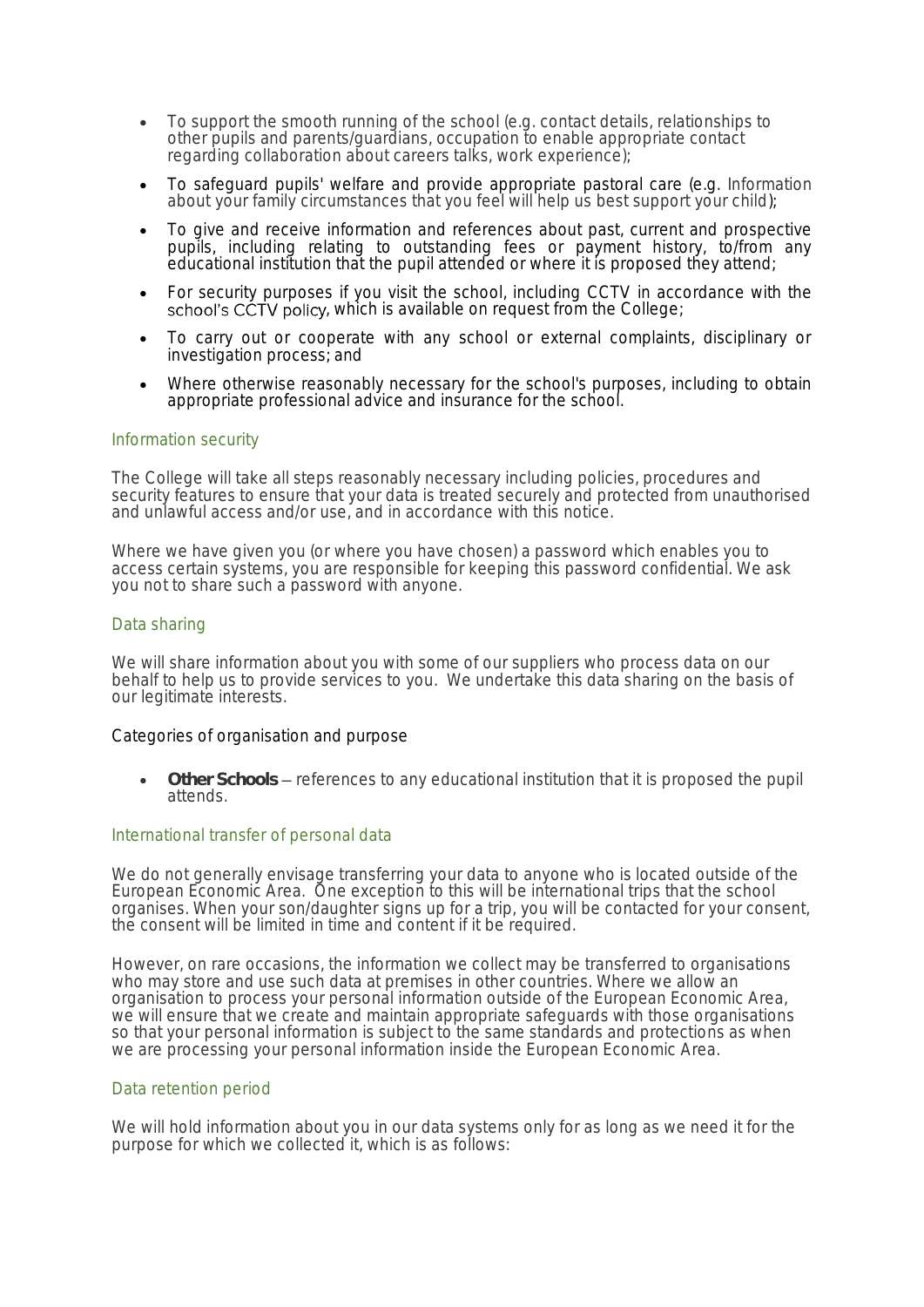- To support the smooth running of the school (e.g. contact details, relationships to other pupils and parents/guardians, occupation to enable appropriate contact regarding collaboration about careers talks, work experience);
- To safeguard pupils' welfare and provide appropriate pastoral care (e.g. Information about your family circumstances that you feel will help us best support your child);
- To give and receive information and references about past, current and prospective pupils, including relating to outstanding fees or payment history, to/from any educational institution that the pupil attended or where it is proposed they attend;
- For security purposes if you visit the school, including CCTV in accordance with the school's CCTV policy, which is available on request from the College;
- To carry out or cooperate with any school or external complaints, disciplinary or investigation process; and
- Where otherwise reasonably necessary for the school's purposes, including to obtain appropriate professional advice and insurance for the school.

## Information security

The College will take all steps reasonably necessary including policies, procedures and security features to ensure that your data is treated securely and protected from unauthorised and unlawful access and/or use, and in accordance with this notice.

Where we have given you (or where you have chosen) a password which enables you to access certain systems, you are responsible for keeping this password confidential. We ask you not to share such a password with anyone.

## Data sharing

We will share information about you with some of our suppliers who process data on our behalf to help us to provide services to you. We undertake this data sharing on the basis of our legitimate interests.

Categories of organisation and purpose

- **Other Schools** – references to any educational institution that it is proposed the pupil attends.

## International transfer of personal data

We do not generally envisage transferring your data to anyone who is located outside of the European Economic Area. One exception to this will be international trips that the school organises. When your son/daughter signs up for a trip, you will be contacted for your consent, the consent will be limited in time and content if it be required.

However, on rare occasions, the information we collect may be transferred to organisations who may store and use such data at premises in other countries. Where we allow an organisation to process your personal information outside of the European Economic Area, we will ensure that we create and maintain appropriate safeguards with those organisations so that your personal information is subject to the same standards and protections as when we are processing your personal information inside the European Economic Area.

## Data retention period

We will hold information about you in our data systems only for as long as we need it for the purpose for which we collected it, which is as follows: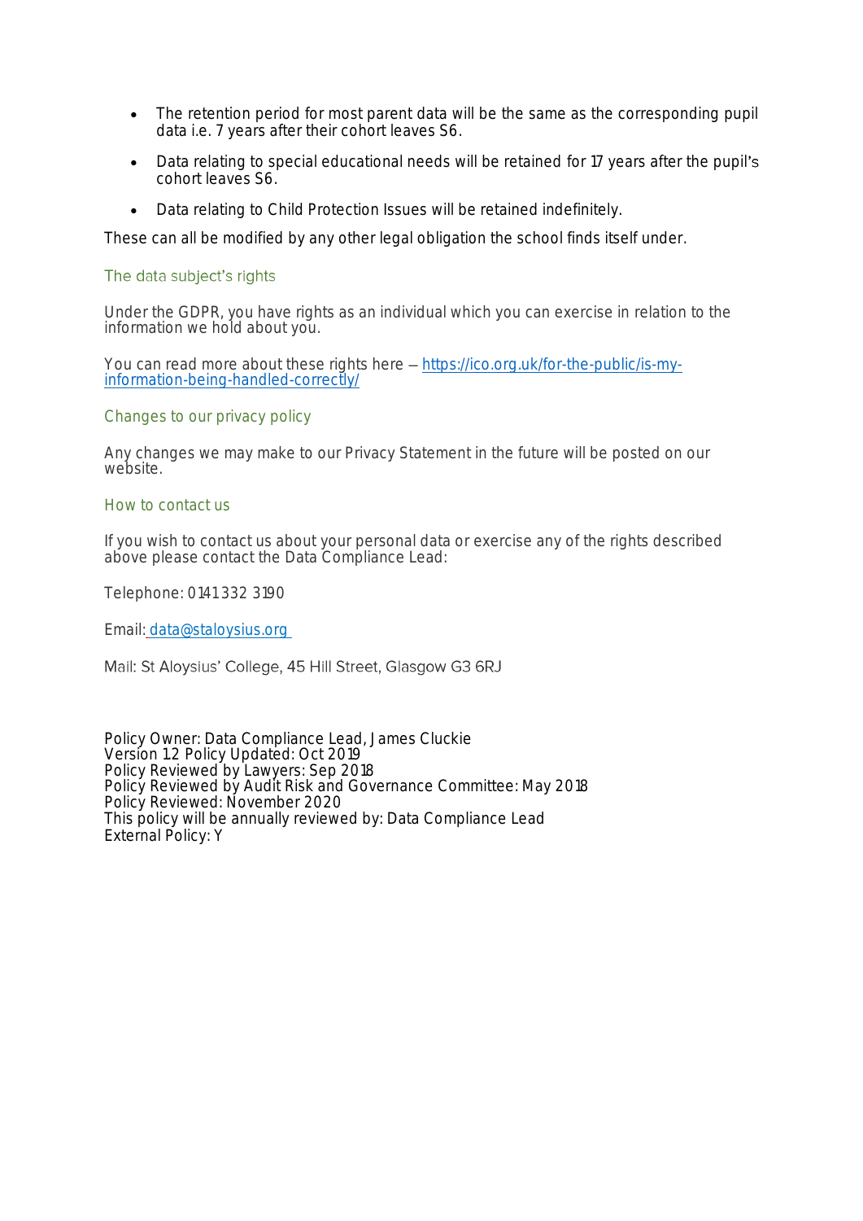- The retention period for most parent data will be the same as the corresponding pupil data i.e. 7 years after their cohort leaves S6.
- Data relating to special educational needs will be retained for 17 years after the pupil's cohort leaves S6.
- Data relating to Child Protection Issues will be retained indefinitely.

These can all be modified by any other legal obligation the school finds itself under.

## The data subject's rights

Under the GDPR, you have rights as an individual which you can exercise in relation to the information we hold about you.

You can read more about these rights here – https://ico.org.uk/for-the-public/is-my-information-being-handled-correctly/

## Changes to our privacy policy

Any changes we may make to our Privacy Statement in the future will be posted on our website.

## How to contact us

If you wish to contact us about your personal data or exercise any of the rights described above please contact the Data Compliance Lead:

Telephone: 0141 332 3190

Email: data@staloysius.org

Mail: St Aloysius' College, 45 Hill Street, Glasgow G3 6RJ

Policy Owner: Data Compliance Lead, James Cluckie
Version 1.2 Policy Updated: Oct 2019
Policy Reviewed by Lawyers: Sep 2018
Policy Reviewed by Audit Risk and Governance Committee: May 2018
Policy Reviewed: November 2020
This policy will be annually reviewed by: Data Compliance Lead
External Policy: Y